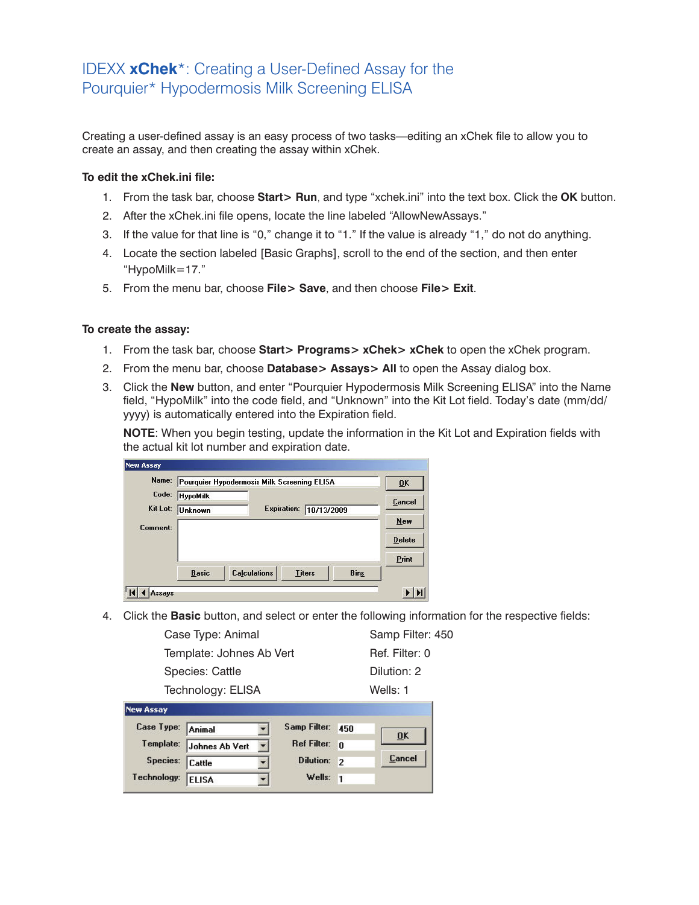# IDEXX **xChek***: Creating a User-Defined Assay for the Pourquier* Hypodermosis Milk Screening ELISA

Creating a user-defined assay is an easy process of two tasks—editing an xChek file to allow you to create an assay, and then creating the assay within xChek.

**To edit the xChek.ini file:**

1. From the task bar, choose **Start> Run**, and type "xchek.ini" into the text box. Click the **OK** button.
2. After the xChek.ini file opens, locate the line labeled "AllowNewAssays."
3. If the value for that line is "0," change it to "1." If the value is already "1," do not do anything.
4. Locate the section labeled [Basic Graphs], scroll to the end of the section, and then enter "HypoMilk=17."
5. From the menu bar, choose **File> Save**, and then choose **File> Exit**.

**To create the assay:**

1. From the task bar, choose **Start> Programs> xChek> xChek** to open the xChek program.
2. From the menu bar, choose **Database> Assays> All** to open the Assay dialog box.
3. Click the **New** button, and enter "Pourquier Hypodermosis Milk Screening ELISA" into the Name field, "HypoMilk" into the code field, and "Unknown" into the Kit Lot field. Today's date (mm/dd/yyyy) is automatically entered into the Expiration field.

   **NOTE**: When you begin testing, update the information in the Kit Lot and Expiration fields with the actual kit lot number and expiration date.

4. Click the **Basic** button, and select or enter the following information for the respective fields:

   | | |
   |---|---|
   | Case Type: Animal | Samp Filter: 450 |
   | Template: Johnes Ab Vert | Ref. Filter: 0 |
   | Species: Cattle | Dilution: 2 |
   | Technology: ELISA | Wells: 1 |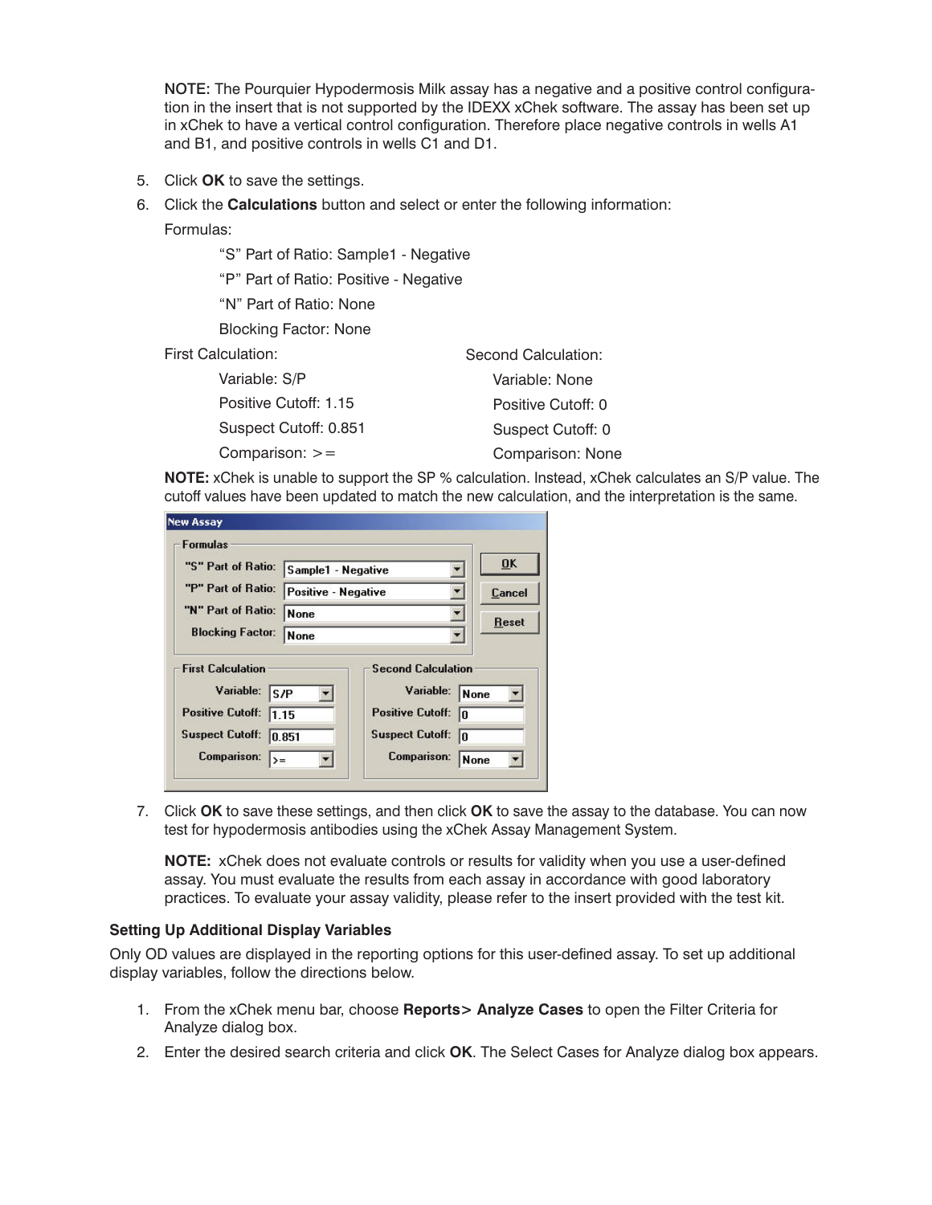**NOTE:** The Pourquier Hypodermosis Milk assay has a negative and a positive control configuration in the insert that is not supported by the IDEXX xChek software. The assay has been set up in xChek to have a vertical control configuration. Therefore place negative controls in wells A1 and B1, and positive controls in wells C1 and D1.

5. Click **OK** to save the settings.
6. Click the **Calculations** button and select or enter the following information:

   Formulas:

   - “S” Part of Ratio: Sample1 - Negative
   - “P” Part of Ratio: Positive - Negative
   - “N” Part of Ratio: None
   - Blocking Factor: None

   First Calculation:

   - Variable: S/P
   - Positive Cutoff: 1.15
   - Suspect Cutoff: 0.851
   - Comparison: >=

   Second Calculation:

   - Variable: None
   - Positive Cutoff: 0
   - Suspect Cutoff: 0
   - Comparison: None

   **NOTE:** xChek is unable to support the SP % calculation. Instead, xChek calculates an S/P value. The cutoff values have been updated to match the new calculation, and the interpretation is the same.

7. Click **OK** to save these settings, and then click **OK** to save the assay to the database. You can now test for hypodermosis antibodies using the xChek Assay Management System.

   **NOTE:** xChek does not evaluate controls or results for validity when you use a user-defined assay. You must evaluate the results from each assay in accordance with good laboratory practices. To evaluate your assay validity, please refer to the insert provided with the test kit.

### Setting Up Additional Display Variables

Only OD values are displayed in the reporting options for this user-defined assay. To set up additional display variables, follow the directions below.

1. From the xChek menu bar, choose **Reports> Analyze Cases** to open the Filter Criteria for Analyze dialog box.
2. Enter the desired search criteria and click **OK**. The Select Cases for Analyze dialog box appears.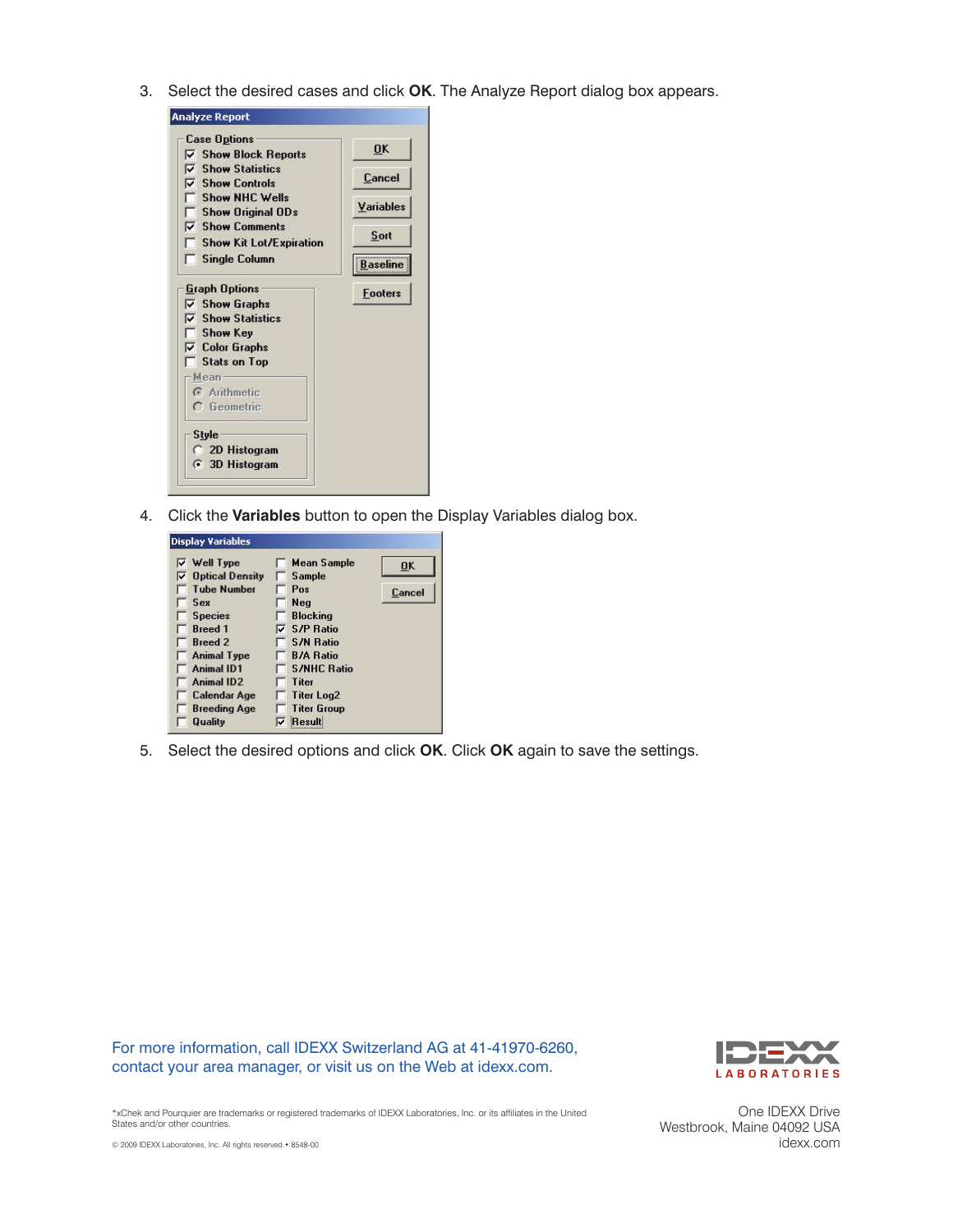3. Select the desired cases and click **OK**. The Analyze Report dialog box appears.

Analyze Report

Case Options
- [x] Show Block Reports
- [x] Show Statistics
- [x] Show Controls
- [ ] Show NHC Wells
- [ ] Show Original ODs
- [x] Show Comments
- [ ] Show Kit Lot/Expiration
- [ ] Single Column

Graph Options
- [x] Show Graphs
- [x] Show Statistics
- [ ] Show Key
- [x] Color Graphs
- [ ] Stats on Top

Mean
- (•) Arithmetic
- ( ) Geometric

Style
- ( ) 2D Histogram
- (•) 3D Histogram

OK | Cancel | Variables | Sort | Baseline | Footers

4. Click the **Variables** button to open the Display Variables dialog box.

Display Variables

- [x] Well Type
- [x] Optical Density
- [ ] Tube Number
- [ ] Sex
- [ ] Species
- [ ] Breed 1
- [ ] Breed 2
- [ ] Animal Type
- [ ] Animal ID1
- [ ] Animal ID2
- [ ] Calendar Age
- [ ] Breeding Age
- [ ] Quality
- [ ] Mean Sample
- [ ] Sample
- [ ] Pos
- [ ] Neg
- [ ] Blocking
- [x] S/P Ratio
- [ ] S/N Ratio
- [ ] B/A Ratio
- [ ] S/NHC Ratio
- [ ] Titer
- [ ] Titer Log2
- [ ] Titer Group
- [x] Result

OK | Cancel

5. Select the desired options and click **OK**. Click **OK** again to save the settings.

For more information, call IDEXX Switzerland AG at 41-41970-6260, contact your area manager, or visit us on the Web at idexx.com.

IDEXX LABORATORIES

*xChek and Pourquier are trademarks or registered trademarks of IDEXX Laboratories, Inc. or its affiliates in the United States and/or other countries.

© 2009 IDEXX Laboratories, Inc. All rights reserved. • 8548-00

One IDEXX Drive
Westbrook, Maine 04092 USA
idexx.com